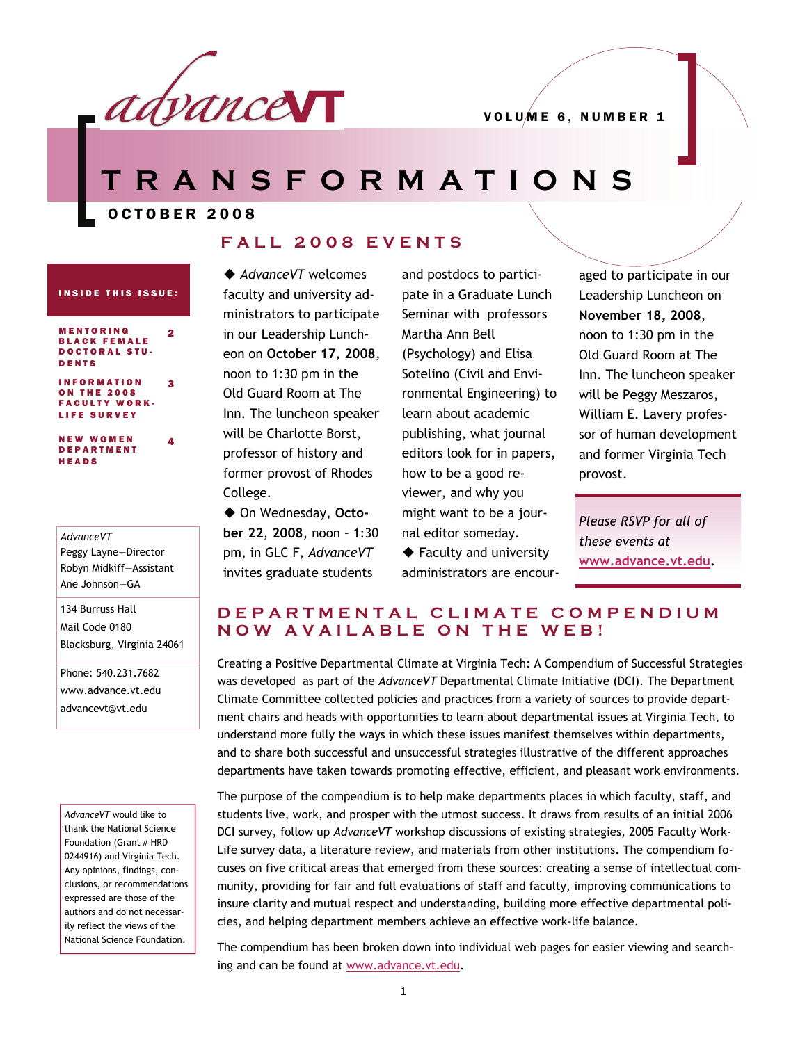# advanceVT

VOLUME 6, NUMBER 1

# TRANSFORMATIONS

OCTOBER 2008

**INSIDE THIS ISSUE:**

| | |
|---|---|
| MENTORING BLACK FEMALE DOCTORAL STUDENTS | 2 |
| INFORMATION ON THE 2008 FACULTY WORK-LIFE SURVEY | 3 |
| NEW WOMEN DEPARTMENT HEADS | 4 |

*AdvanceVT*
Peggy Layne—Director
Robyn Midkiff—Assistant
Ane Johnson—GA

134 Burruss Hall
Mail Code 0180
Blacksburg, Virginia 24061

Phone: 540.231.7682
www.advance.vt.edu
advancevt@vt.edu

*AdvanceVT* would like to thank the National Science Foundation (Grant # HRD 0244916) and Virginia Tech. Any opinions, findings, conclusions, or recommendations expressed are those of the authors and do not necessarily reflect the views of the National Science Foundation.

## FALL 2008 EVENTS

◆ *AdvanceVT* welcomes faculty and university administrators to participate in our Leadership Luncheon on **October 17, 2008**, noon to 1:30 pm in the Old Guard Room at The Inn. The luncheon speaker will be Charlotte Borst, professor of history and former provost of Rhodes College.

◆ On Wednesday, **October 22, 2008**, noon – 1:30 pm, in GLC F, *AdvanceVT* invites graduate students and postdocs to participate in a Graduate Lunch Seminar with professors Martha Ann Bell (Psychology) and Elisa Sotelino (Civil and Environmental Engineering) to learn about academic publishing, what journal editors look for in papers, how to be a good reviewer, and why you might want to be a journal editor someday.

◆ Faculty and university administrators are encouraged to participate in our Leadership Luncheon on **November 18, 2008**, noon to 1:30 pm in the Old Guard Room at The Inn. The luncheon speaker will be Peggy Meszaros, William E. Lavery professor of human development and former Virginia Tech provost.

*Please RSVP for all of these events at* **www.advance.vt.edu**.

## DEPARTMENTAL CLIMATE COMPENDIUM NOW AVAILABLE ON THE WEB!

Creating a Positive Departmental Climate at Virginia Tech: A Compendium of Successful Strategies was developed as part of the *AdvanceVT* Departmental Climate Initiative (DCI). The Department Climate Committee collected policies and practices from a variety of sources to provide department chairs and heads with opportunities to learn about departmental issues at Virginia Tech, to understand more fully the ways in which these issues manifest themselves within departments, and to share both successful and unsuccessful strategies illustrative of the different approaches departments have taken towards promoting effective, efficient, and pleasant work environments.

The purpose of the compendium is to help make departments places in which faculty, staff, and students live, work, and prosper with the utmost success. It draws from results of an initial 2006 DCI survey, follow up *AdvanceVT* workshop discussions of existing strategies, 2005 Faculty Work-Life survey data, a literature review, and materials from other institutions. The compendium focuses on five critical areas that emerged from these sources: creating a sense of intellectual community, providing for fair and full evaluations of staff and faculty, improving communications to insure clarity and mutual respect and understanding, building more effective departmental policies, and helping department members achieve an effective work-life balance.

The compendium has been broken down into individual web pages for easier viewing and searching and can be found at www.advance.vt.edu.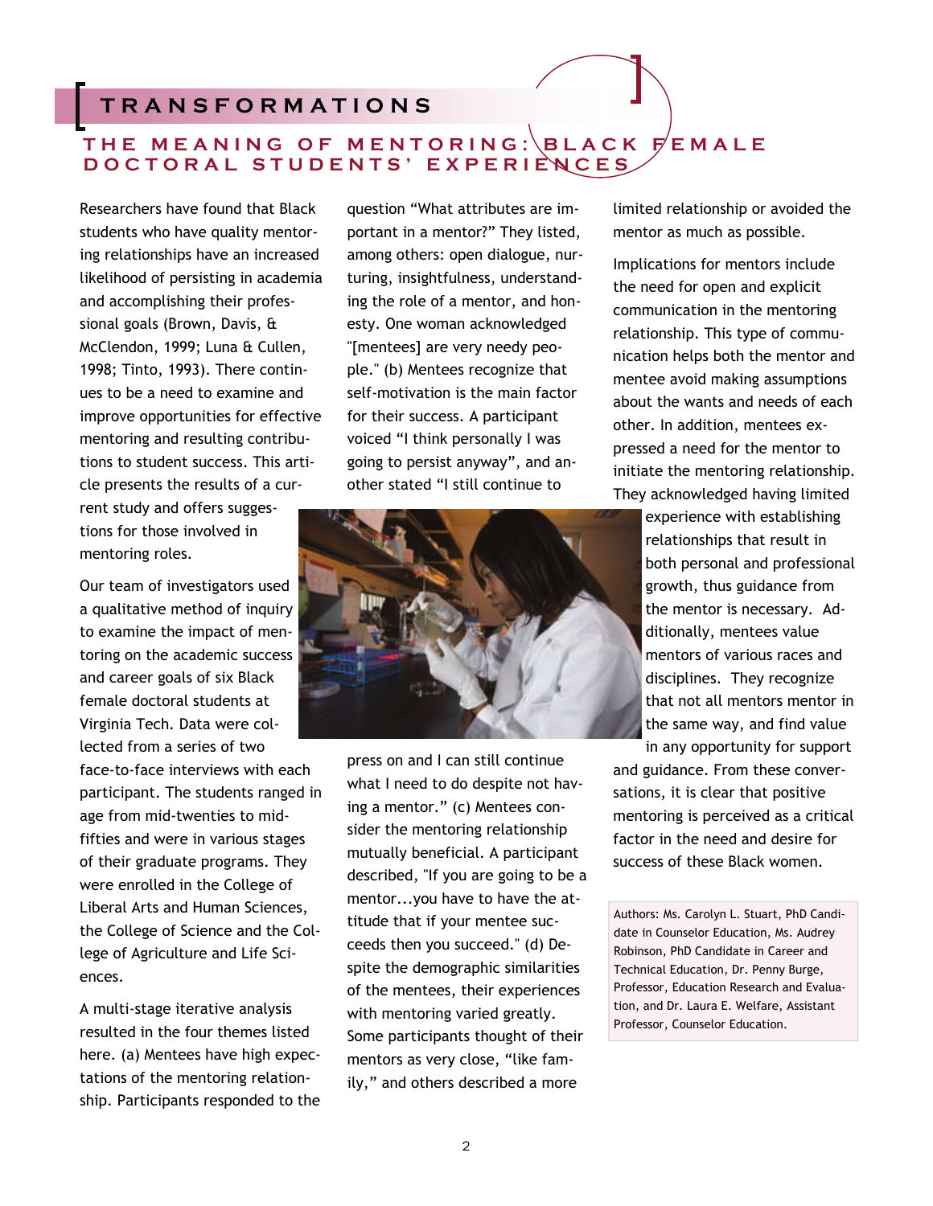# TRANSFORMATIONS

## THE MEANING OF MENTORING: BLACK FEMALE DOCTORAL STUDENTS' EXPERIENCES

Researchers have found that Black students who have quality mentoring relationships have an increased likelihood of persisting in academia and accomplishing their professional goals (Brown, Davis, & McClendon, 1999; Luna & Cullen, 1998; Tinto, 1993). There continues to be a need to examine and improve opportunities for effective mentoring and resulting contributions to student success. This article presents the results of a current study and offers suggestions for those involved in mentoring roles.

Our team of investigators used a qualitative method of inquiry to examine the impact of mentoring on the academic success and career goals of six Black female doctoral students at Virginia Tech. Data were collected from a series of two face-to-face interviews with each participant. The students ranged in age from mid-twenties to mid-fifties and were in various stages of their graduate programs. They were enrolled in the College of Liberal Arts and Human Sciences, the College of Science and the College of Agriculture and Life Sciences.

A multi-stage iterative analysis resulted in the four themes listed here. (a) Mentees have high expectations of the mentoring relationship. Participants responded to the question "What attributes are important in a mentor?" They listed, among others: open dialogue, nurturing, insightfulness, understanding the role of a mentor, and honesty. One woman acknowledged "[mentees] are very needy people." (b) Mentees recognize that self-motivation is the main factor for their success. A participant voiced "I think personally I was going to persist anyway", and another stated "I still continue to press on and I can still continue what I need to do despite not having a mentor." (c) Mentees consider the mentoring relationship mutually beneficial. A participant described, "If you are going to be a mentor...you have to have the attitude that if your mentee succeeds then you succeed." (d) Despite the demographic similarities of the mentees, their experiences with mentoring varied greatly. Some participants thought of their mentors as very close, "like family," and others described a more limited relationship or avoided the mentor as much as possible.

Implications for mentors include the need for open and explicit communication in the mentoring relationship. This type of communication helps both the mentor and mentee avoid making assumptions about the wants and needs of each other. In addition, mentees expressed a need for the mentor to initiate the mentoring relationship. They acknowledged having limited experience with establishing relationships that result in both personal and professional growth, thus guidance from the mentor is necessary. Additionally, mentees value mentors of various races and disciplines. They recognize that not all mentors mentor in the same way, and find value in any opportunity for support and guidance. From these conversations, it is clear that positive mentoring is perceived as a critical factor in the need and desire for success of these Black women.

Authors: Ms. Carolyn L. Stuart, PhD Candidate in Counselor Education, Ms. Audrey Robinson, PhD Candidate in Career and Technical Education, Dr. Penny Burge, Professor, Education Research and Evaluation, and Dr. Laura E. Welfare, Assistant Professor, Counselor Education.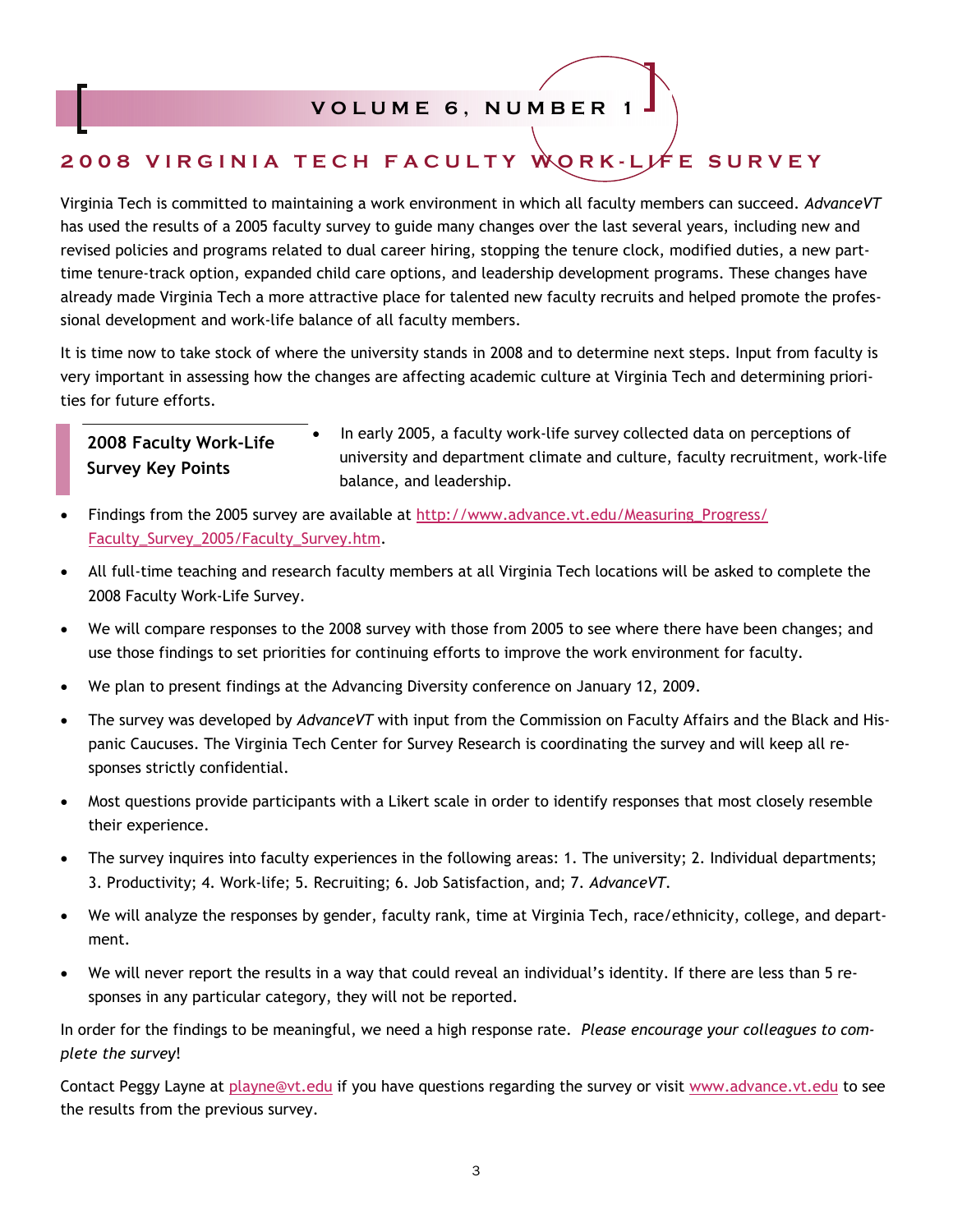## 2008 VIRGINIA TECH FACULTY WORK-LIFE SURVEY

Virginia Tech is committed to maintaining a work environment in which all faculty members can succeed. *AdvanceVT* has used the results of a 2005 faculty survey to guide many changes over the last several years, including new and revised policies and programs related to dual career hiring, stopping the tenure clock, modified duties, a new part-time tenure-track option, expanded child care options, and leadership development programs. These changes have already made Virginia Tech a more attractive place for talented new faculty recruits and helped promote the professional development and work-life balance of all faculty members.

It is time now to take stock of where the university stands in 2008 and to determine next steps. Input from faculty is very important in assessing how the changes are affecting academic culture at Virginia Tech and determining priorities for future efforts.

### 2008 Faculty Work-Life Survey Key Points

- In early 2005, a faculty work-life survey collected data on perceptions of university and department climate and culture, faculty recruitment, work-life balance, and leadership.
- Findings from the 2005 survey are available at http://www.advance.vt.edu/Measuring_Progress/Faculty_Survey_2005/Faculty_Survey.htm.
- All full-time teaching and research faculty members at all Virginia Tech locations will be asked to complete the 2008 Faculty Work-Life Survey.
- We will compare responses to the 2008 survey with those from 2005 to see where there have been changes; and use those findings to set priorities for continuing efforts to improve the work environment for faculty.
- We plan to present findings at the Advancing Diversity conference on January 12, 2009.
- The survey was developed by *AdvanceVT* with input from the Commission on Faculty Affairs and the Black and Hispanic Caucuses. The Virginia Tech Center for Survey Research is coordinating the survey and will keep all responses strictly confidential.
- Most questions provide participants with a Likert scale in order to identify responses that most closely resemble their experience.
- The survey inquires into faculty experiences in the following areas: 1. The university; 2. Individual departments; 3. Productivity; 4. Work-life; 5. Recruiting; 6. Job Satisfaction, and; 7. *AdvanceVT*.
- We will analyze the responses by gender, faculty rank, time at Virginia Tech, race/ethnicity, college, and department.
- We will never report the results in a way that could reveal an individual's identity. If there are less than 5 responses in any particular category, they will not be reported.

In order for the findings to be meaningful, we need a high response rate. *Please encourage your colleagues to complete the survey*!

Contact Peggy Layne at playne@vt.edu if you have questions regarding the survey or visit www.advance.vt.edu to see the results from the previous survey.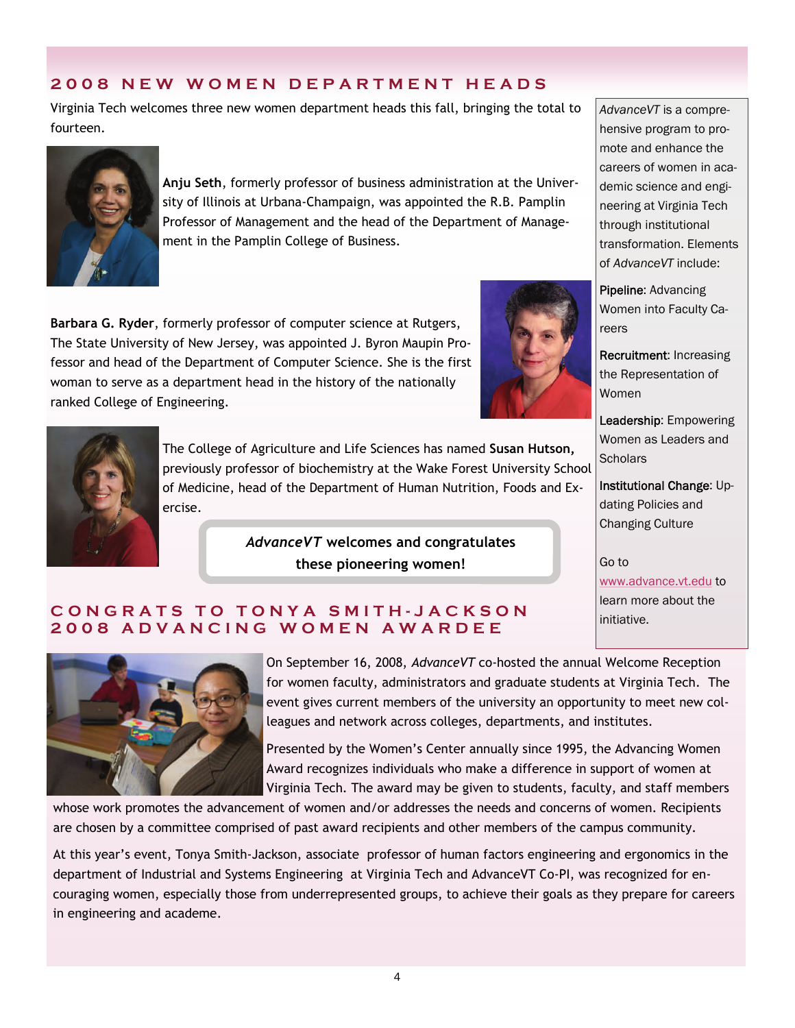## 2008 NEW WOMEN DEPARTMENT HEADS

Virginia Tech welcomes three new women department heads this fall, bringing the total to fourteen.

**Anju Seth**, formerly professor of business administration at the University of Illinois at Urbana-Champaign, was appointed the R.B. Pamplin Professor of Management and the head of the Department of Management in the Pamplin College of Business.

**Barbara G. Ryder**, formerly professor of computer science at Rutgers, The State University of New Jersey, was appointed J. Byron Maupin Professor and head of the Department of Computer Science. She is the first woman to serve as a department head in the history of the nationally ranked College of Engineering.

The College of Agriculture and Life Sciences has named **Susan Hutson,** previously professor of biochemistry at the Wake Forest University School of Medicine, head of the Department of Human Nutrition, Foods and Exercise.

***AdvanceVT* welcomes and congratulates these pioneering women!**

*AdvanceVT* is a comprehensive program to promote and enhance the careers of women in academic science and engineering at Virginia Tech through institutional transformation. Elements of *AdvanceVT* include:

Pipeline: Advancing Women into Faculty Careers

Recruitment: Increasing the Representation of Women

Leadership: Empowering Women as Leaders and Scholars

Institutional Change: Updating Policies and Changing Culture

Go to www.advance.vt.edu to learn more about the initiative.

## CONGRATS TO TONYA SMITH-JACKSON 2008 ADVANCING WOMEN AWARDEE

On September 16, 2008, *AdvanceVT* co-hosted the annual Welcome Reception for women faculty, administrators and graduate students at Virginia Tech. The event gives current members of the university an opportunity to meet new colleagues and network across colleges, departments, and institutes.

Presented by the Women's Center annually since 1995, the Advancing Women Award recognizes individuals who make a difference in support of women at Virginia Tech. The award may be given to students, faculty, and staff members whose work promotes the advancement of women and/or addresses the needs and concerns of women. Recipients are chosen by a committee comprised of past award recipients and other members of the campus community.

At this year's event, Tonya Smith-Jackson, associate professor of human factors engineering and ergonomics in the department of Industrial and Systems Engineering at Virginia Tech and AdvanceVT Co-PI, was recognized for encouraging women, especially those from underrepresented groups, to achieve their goals as they prepare for careers in engineering and academe.